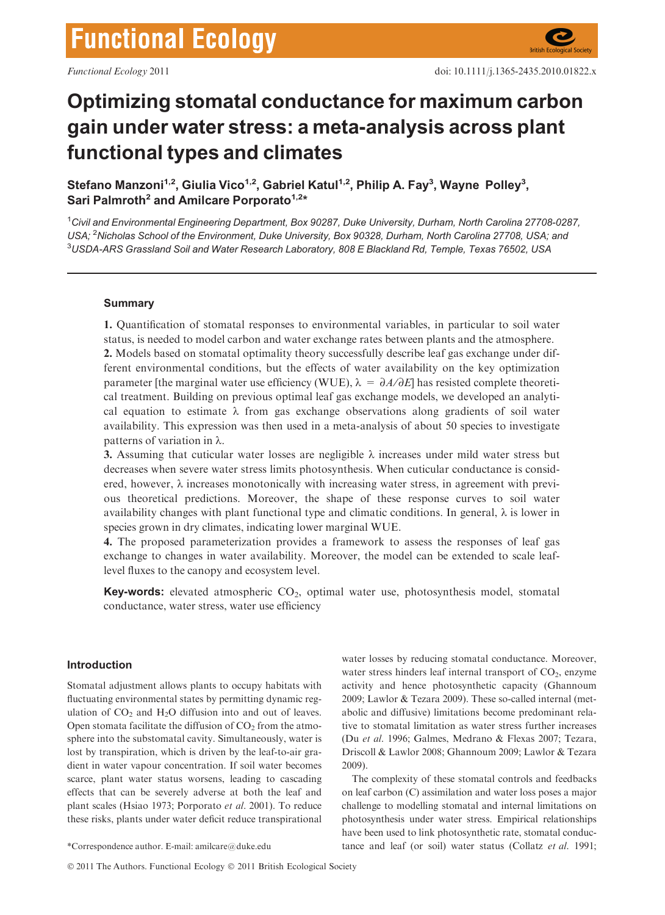# Optimizing stomatal conductance for maximum carbon gain under water stress: a meta-analysis across plant functional types and climates

**Stefano Manzoni[1,2], Giulia Vico[1,2], Gabriel Katul[1,2], Philip A. Fay[3], Wayne Polley[3], Sari Palmroth[2] and Amilcare Porporato[1,2]***

[1]*Civil and Environmental Engineering Department, Box 90287, Duke University, Durham, North Carolina 27708-0287, USA;* [2]*Nicholas School of the Environment, Duke University, Box 90328, Durham, North Carolina 27708, USA; and* [3]*USDA-ARS Grassland Soil and Water Research Laboratory, 808 E Blackland Rd, Temple, Texas 76502, USA*

## Summary

**1.** Quantification of stomatal responses to environmental variables, in particular to soil water status, is needed to model carbon and water exchange rates between plants and the atmosphere.

**2.** Models based on stomatal optimality theory successfully describe leaf gas exchange under different environmental conditions, but the effects of water availability on the key optimization parameter [the marginal water use efficiency (WUE), $\lambda = \partial A / \partial E$] has resisted complete theoretical treatment. Building on previous optimal leaf gas exchange models, we developed an analytical equation to estimate $\lambda$ from gas exchange observations along gradients of soil water availability. This expression was then used in a meta-analysis of about 50 species to investigate patterns of variation in $\lambda$.

**3.** Assuming that cuticular water losses are negligible $\lambda$ increases under mild water stress but decreases when severe water stress limits photosynthesis. When cuticular conductance is considered, however, $\lambda$ increases monotonically with increasing water stress, in agreement with previous theoretical predictions. Moreover, the shape of these response curves to soil water availability changes with plant functional type and climatic conditions. In general, $\lambda$ is lower in species grown in dry climates, indicating lower marginal WUE.

**4.** The proposed parameterization provides a framework to assess the responses of leaf gas exchange to changes in water availability. Moreover, the model can be extended to scale leaf-level fluxes to the canopy and ecosystem level.

**Key-words:** elevated atmospheric $CO_2$, optimal water use, photosynthesis model, stomatal conductance, water stress, water use efficiency

## Introduction

Stomatal adjustment allows plants to occupy habitats with fluctuating environmental states by permitting dynamic regulation of $CO_2$ and $H_2O$ diffusion into and out of leaves. Open stomata facilitate the diffusion of $CO_2$ from the atmosphere into the substomatal cavity. Simultaneously, water is lost by transpiration, which is driven by the leaf-to-air gradient in water vapour concentration. If soil water becomes scarce, plant water status worsens, leading to cascading effects that can be severely adverse at both the leaf and plant scales (Hsiao 1973; Porporato *et al.* 2001). To reduce these risks, plants under water deficit reduce transpirational water losses by reducing stomatal conductance. Moreover, water stress hinders leaf internal transport of $CO_2$, enzyme activity and hence photosynthetic capacity (Ghannoum 2009; Lawlor & Tezara 2009). These so-called internal (metabolic and diffusive) limitations become predominant relative to stomatal limitation as water stress further increases (Du *et al.* 1996; Galmes, Medrano & Flexas 2007; Tezara, Driscoll & Lawlor 2008; Ghannoum 2009; Lawlor & Tezara 2009).

The complexity of these stomatal controls and feedbacks on leaf carbon (C) assimilation and water loss poses a major challenge to modelling stomatal and internal limitations on photosynthesis under water stress. Empirical relationships have been used to link photosynthetic rate, stomatal conductance and leaf (or soil) water status (Collatz *et al.* 1991;

*Correspondence author. E-mail: amilcare@duke.edu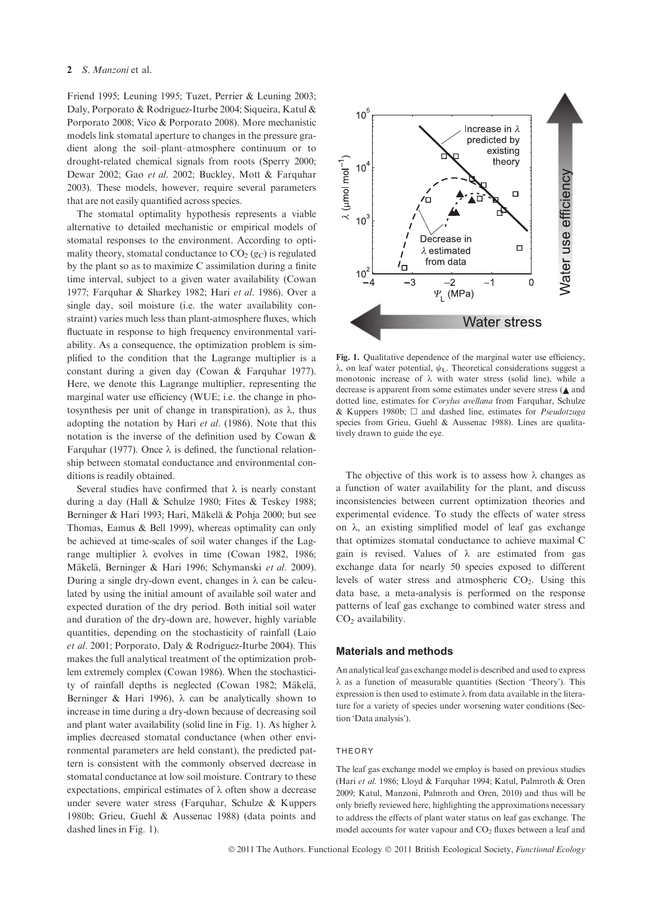Friend 1995; Leuning 1995; Tuzet, Perrier & Leuning 2003; Daly, Porporato & Rodriguez-Iturbe 2004; Siqueira, Katul & Porporato 2008; Vico & Porporato 2008). More mechanistic models link stomatal aperture to changes in the pressure gradient along the soil–plant–atmosphere continuum or to drought-related chemical signals from roots (Sperry 2000; Dewar 2002; Gao *et al*. 2002; Buckley, Mott & Farquhar 2003). These models, however, require several parameters that are not easily quantified across species.

The stomatal optimality hypothesis represents a viable alternative to detailed mechanistic or empirical models of stomatal responses to the environment. According to optimality theory, stomatal conductance to $CO_2$ ($g_C$) is regulated by the plant so as to maximize C assimilation during a finite time interval, subject to a given water availability (Cowan 1977; Farquhar & Sharkey 1982; Hari *et al*. 1986). Over a single day, soil moisture (i.e. the water availability constraint) varies much less than plant-atmosphere fluxes, which fluctuate in response to high frequency environmental variability. As a consequence, the optimization problem is simplified to the condition that the Lagrange multiplier is a constant during a given day (Cowan & Farquhar 1977). Here, we denote this Lagrange multiplier, representing the marginal water use efficiency (WUE; i.e. the change in photosynthesis per unit of change in transpiration), as $\lambda$, thus adopting the notation by Hari *et al*. (1986). Note that this notation is the inverse of the definition used by Cowan & Farquhar (1977). Once $\lambda$ is defined, the functional relationship between stomatal conductance and environmental conditions is readily obtained.

Several studies have confirmed that $\lambda$ is nearly constant during a day (Hall & Schulze 1980; Fites & Teskey 1988; Berninger & Hari 1993; Hari, Mäkelä & Pohja 2000; but see Thomas, Eamus & Bell 1999), whereas optimality can only be achieved at time-scales of soil water changes if the Lagrange multiplier $\lambda$ evolves in time (Cowan 1982, 1986; Mäkelä, Berninger & Hari 1996; Schymanski *et al*. 2009). During a single dry-down event, changes in $\lambda$ can be calculated by using the initial amount of available soil water and expected duration of the dry period. Both initial soil water and duration of the dry-down are, however, highly variable quantities, depending on the stochasticity of rainfall (Laio *et al*. 2001; Porporato, Daly & Rodriguez-Iturbe 2004). This makes the full analytical treatment of the optimization problem extremely complex (Cowan 1986). When the stochasticity of rainfall depths is neglected (Cowan 1982; Mäkelä, Berninger & Hari 1996), $\lambda$ can be analytically shown to increase in time during a dry-down because of decreasing soil and plant water availability (solid line in Fig. 1). As higher $\lambda$ implies decreased stomatal conductance (when other environmental parameters are held constant), the predicted pattern is consistent with the commonly observed decrease in stomatal conductance at low soil moisture. Contrary to these expectations, empirical estimates of $\lambda$ often show a decrease under severe water stress (Farquhar, Schulze & Kuppers 1980b; Grieu, Guehl & Aussenac 1988) (data points and dashed lines in Fig. 1).

$10^5$
$10^4$
$10^3$
$10^2$
$\lambda$ ($\mu$mol mol$^{-1}$)
−4 −3 −2 −1 0
$\Psi_L$ (MPa)
Increase in $\lambda$ predicted by existing theory
Decrease in $\lambda$ estimated from data
Water use efficiency
Water stress

**Fig. 1.** Qualitative dependence of the marginal water use efficiency, $\lambda$, on leaf water potential, $\psi_L$. Theoretical considerations suggest a monotonic increase of $\lambda$ with water stress (solid line), while a decrease is apparent from some estimates under severe stress (▲ and dotted line, estimates for *Corylus avellana* from Farquhar, Schulze & Kuppers 1980b; □ and dashed line, estimates for *Pseudotzuga* species from Grieu, Guehl & Aussenac 1988). Lines are qualitatively drawn to guide the eye.

The objective of this work is to assess how $\lambda$ changes as a function of water availability for the plant, and discuss inconsistencies between current optimization theories and experimental evidence. To study the effects of water stress on $\lambda$, an existing simplified model of leaf gas exchange that optimizes stomatal conductance to achieve maximal C gain is revised. Values of $\lambda$ are estimated from gas exchange data for nearly 50 species exposed to different levels of water stress and atmospheric $CO_2$. Using this data base, a meta-analysis is performed on the response patterns of leaf gas exchange to combined water stress and $CO_2$ availability.

## Materials and methods

An analytical leaf gas exchange model is described and used to express $\lambda$ as a function of measurable quantities (Section 'Theory'). This expression is then used to estimate $\lambda$ from data available in the literature for a variety of species under worsening water conditions (Section 'Data analysis').

### THEORY

The leaf gas exchange model we employ is based on previous studies (Hari *et al*. 1986; Lloyd & Farquhar 1994; Katul, Palmroth & Oren 2009; Katul, Manzoni, Palmroth and Oren, 2010) and thus will be only briefly reviewed here, highlighting the approximations necessary to address the effects of plant water status on leaf gas exchange. The model accounts for water vapour and $CO_2$ fluxes between a leaf and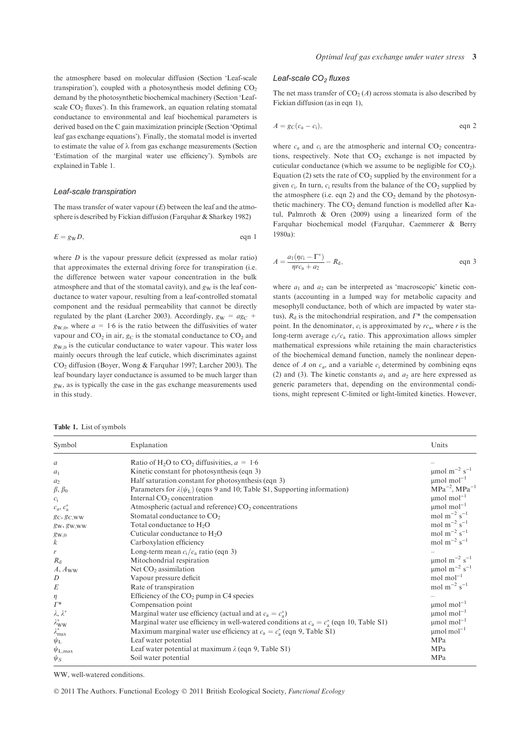the atmosphere based on molecular diffusion (Section 'Leaf-scale transpiration'), coupled with a photosynthesis model defining $CO_2$ demand by the photosynthetic biochemical machinery (Section 'Leaf-scale $CO_2$ fluxes'). In this framework, an equation relating stomatal conductance to environmental and leaf biochemical parameters is derived based on the C gain maximization principle (Section 'Optimal leaf gas exchange equations'). Finally, the stomatal model is inverted to estimate the value of λ from gas exchange measurements (Section 'Estimation of the marginal water use efficiency'). Symbols are explained in Table 1.

### *Leaf-scale transpiration*

The mass transfer of water vapour ($E$) between the leaf and the atmosphere is described by Fickian diffusion (Farquhar & Sharkey 1982)

$$E = g_W D, \qquad \text{eqn 1}$$

where $D$ is the vapour pressure deficit (expressed as molar ratio) that approximates the external driving force for transpiration (i.e. the difference between water vapour concentration in the bulk atmosphere and that of the stomatal cavity), and $g_W$ is the leaf conductance to water vapour, resulting from a leaf-controlled stomatal component and the residual permeability that cannot be directly regulated by the plant (Larcher 2003). Accordingly, $g_W = ag_C + g_{W,0}$, where $a = 1{\cdot}6$ is the ratio between the diffusivities of water vapour and $CO_2$ in air, $g_C$ is the stomatal conductance to $CO_2$ and $g_{W,0}$ is the cuticular conductance to water vapour. This water loss mainly occurs through the leaf cuticle, which discriminates against $CO_2$ diffusion (Boyer, Wong & Farquhar 1997; Larcher 2003). The leaf boundary layer conductance is assumed to be much larger than $g_W$, as is typically the case in the gas exchange measurements used in this study.

### *Leaf-scale $CO_2$ fluxes*

The net mass transfer of $CO_2$ ($A$) across stomata is also described by Fickian diffusion (as in eqn 1),

$$A = g_C(c_a - c_i), \qquad \text{eqn 2}$$

where $c_a$ and $c_i$ are the atmospheric and internal $CO_2$ concentrations, respectively. Note that $CO_2$ exchange is not impacted by cuticular conductance (which we assume to be negligible for $CO_2$). Equation (2) sets the rate of $CO_2$ supplied by the environment for a given $c_i$. In turn, $c_i$ results from the balance of the $CO_2$ supplied by the atmosphere (i.e. eqn 2) and the $CO_2$ demand by the photosynthetic machinery. The $CO_2$ demand function is modelled after Katul, Palmroth & Oren (2009) using a linearized form of the Farquhar biochemical model (Farquhar, Caemmerer & Berry 1980a):

$$A = \frac{a_1(\eta c_i - \Gamma^*)}{\eta r c_a + a_2} - R_d, \qquad \text{eqn 3}$$

where $a_1$ and $a_2$ can be interpreted as 'macroscopic' kinetic constants (accounting in a lumped way for metabolic capacity and mesophyll conductance, both of which are impacted by water status), $R_d$ is the mitochondrial respiration, and $\Gamma^*$ the compensation point. In the denominator, $c_i$ is approximated by $rc_a$, where $r$ is the long-term average $c_i/c_a$ ratio. This approximation allows simpler mathematical expressions while retaining the main characteristics of the biochemical demand function, namely the nonlinear dependence of $A$ on $c_a$, and a variable $c_i$ determined by combining eqns (2) and (3). The kinetic constants $a_1$ and $a_2$ are here expressed as generic parameters that, depending on the environmental conditions, might represent C-limited or light-limited kinetics. However,

**Table 1.** List of symbols

| Symbol | Explanation | Units |
|---|---|---|
| $a$ | Ratio of $H_2O$ to $CO_2$ diffusivities, $a = 1{\cdot}6$ | – |
| $a_1$ | Kinetic constant for photosynthesis (eqn 3) | $\mu$mol m$^{-2}$ s$^{-1}$ |
| $a_2$ | Half saturation constant for photosynthesis (eqn 3) | $\mu$mol mol$^{-1}$ |
| $\beta$, $\beta_0$ | Parameters for $\lambda(\psi_L)$ (eqns 9 and 10; Table S1, Supporting information) | MPa$^{-2}$, MPa$^{-1}$ |
| $c_i$ | Internal $CO_2$ concentration | $\mu$mol mol$^{-1}$ |
| $c_a$, $c_a^*$ | Atmospheric (actual and reference) $CO_2$ concentrations | $\mu$mol mol$^{-1}$ |
| $g_C$, $g_{C,WW}$ | Stomatal conductance to $CO_2$ | mol m$^{-2}$ s$^{-1}$ |
| $g_W$, $g_{W,WW}$ | Total conductance to $H_2O$ | mol m$^{-2}$ s$^{-1}$ |
| $g_{W,0}$ | Cuticular conductance to $H_2O$ | mol m$^{-2}$ s$^{-1}$ |
| $k$ | Carboxylation efficiency | mol m$^{-2}$ s$^{-1}$ |
| $r$ | Long-term mean $c_i/c_a$ ratio (eqn 3) | – |
| $R_d$ | Mitochondrial respiration | $\mu$mol m$^{-2}$ s$^{-1}$ |
| $A$, $A_{WW}$ | Net $CO_2$ assimilation | $\mu$mol m$^{-2}$ s$^{-1}$ |
| $D$ | Vapour pressure deficit | mol mol$^{-1}$ |
| $E$ | Rate of transpiration | mol m$^{-2}$ s$^{-1}$ |
| $\eta$ | Efficiency of the $CO_2$ pump in C4 species | – |
| $\Gamma^*$ | Compensation point | $\mu$mol mol$^{-1}$ |
| $\lambda$, $\lambda^*$ | Marginal water use efficiency (actual and at $c_a = c_a^*$) | $\mu$mol mol$^{-1}$ |
| $\lambda_{WW}^*$ | Marginal water use efficiency in well-watered conditions at $c_a = c_a^*$ (eqn 10, Table S1) | $\mu$mol mol$^{-1}$ |
| $\lambda_{max}^*$ | Maximum marginal water use efficiency at $c_a = c_a^*$ (eqn 9, Table S1) | $\mu$mol mol$^{-1}$ |
| $\psi_L$ | Leaf water potential | MPa |
| $\psi_{L,max}$ | Leaf water potential at maximum $\lambda$ (eqn 9, Table S1) | MPa |
| $\psi_S$ | Soil water potential | MPa |

WW, well-watered conditions.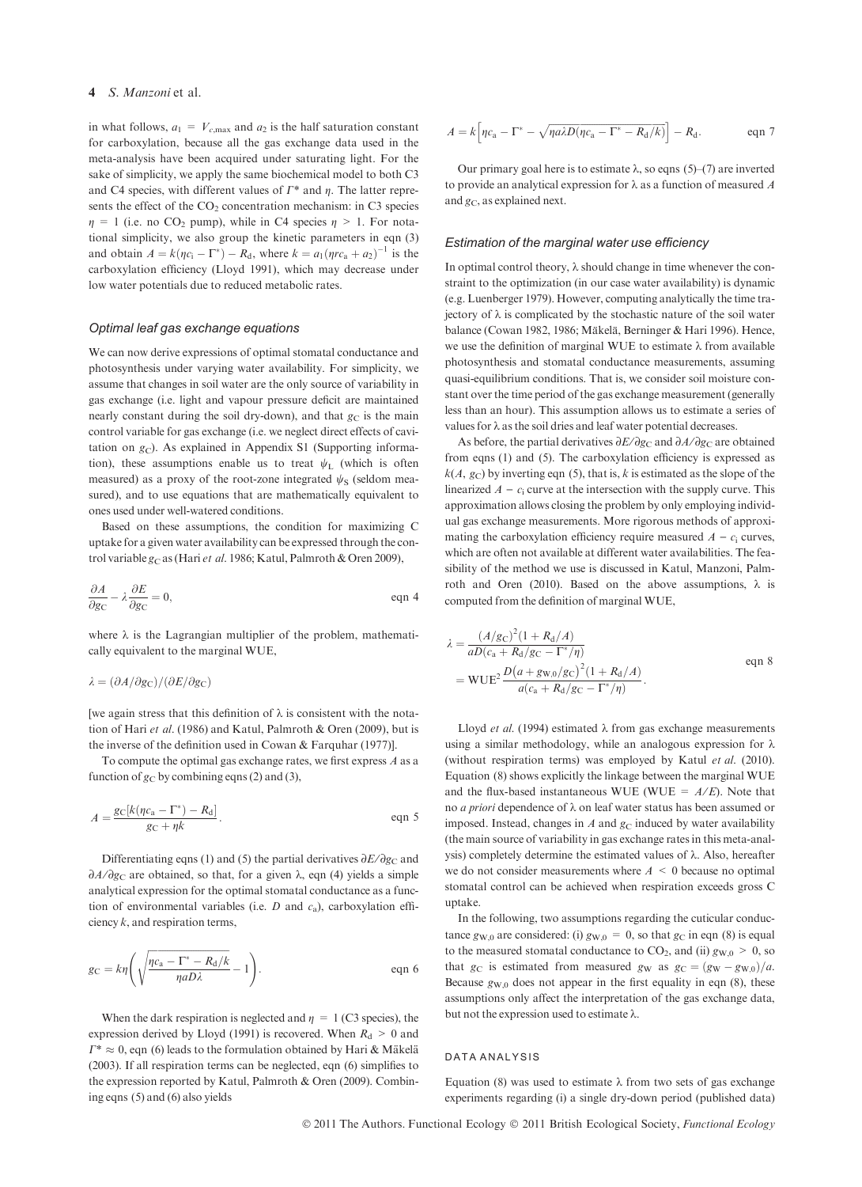in what follows, $a_1 = V_{c,max}$ and $a_2$ is the half saturation constant for carboxylation, because all the gas exchange data used in the meta-analysis have been acquired under saturating light. For the sake of simplicity, we apply the same biochemical model to both C3 and C4 species, with different values of $\Gamma^*$ and $\eta$. The latter represents the effect of the $CO_2$ concentration mechanism: in C3 species $\eta = 1$ (i.e. no $CO_2$ pump), while in C4 species $\eta > 1$. For notational simplicity, we also group the kinetic parameters in eqn (3) and obtain $A = k(\eta c_i - \Gamma^*) - R_d$, where $k = a_1(\eta r c_a + a_2)^{-1}$ is the carboxylation efficiency (Lloyd 1991), which may decrease under low water potentials due to reduced metabolic rates.

### Optimal leaf gas exchange equations

We can now derive expressions of optimal stomatal conductance and photosynthesis under varying water availability. For simplicity, we assume that changes in soil water are the only source of variability in gas exchange (i.e. light and vapour pressure deficit are maintained nearly constant during the soil dry-down), and that $g_C$ is the main control variable for gas exchange (i.e. we neglect direct effects of cavitation on $g_C$). As explained in Appendix S1 (Supporting information), these assumptions enable us to treat $\psi_L$ (which is often measured) as a proxy of the root-zone integrated $\psi_S$ (seldom measured), and to use equations that are mathematically equivalent to ones used under well-watered conditions.

Based on these assumptions, the condition for maximizing C uptake for a given water availability can be expressed through the control variable $g_C$ as (Hari *et al.* 1986; Katul, Palmroth & Oren 2009),

$$\frac{\partial A}{\partial g_C} - \lambda \frac{\partial E}{\partial g_C} = 0, \qquad \text{eqn 4}$$

where $\lambda$ is the Lagrangian multiplier of the problem, mathematically equivalent to the marginal WUE,

$$\lambda = (\partial A / \partial g_C)/(\partial E / \partial g_C)$$

[we again stress that this definition of $\lambda$ is consistent with the notation of Hari *et al.* (1986) and Katul, Palmroth & Oren (2009), but is the inverse of the definition used in Cowan & Farquhar (1977)].

To compute the optimal gas exchange rates, we first express $A$ as a function of $g_C$ by combining eqns (2) and (3),

$$A = \frac{g_C[k(\eta c_a - \Gamma^*) - R_d]}{g_C + \eta k}. \qquad \text{eqn 5}$$

Differentiating eqns (1) and (5) the partial derivatives $\partial E / \partial g_C$ and $\partial A / \partial g_C$ are obtained, so that, for a given $\lambda$, eqn (4) yields a simple analytical expression for the optimal stomatal conductance as a function of environmental variables (i.e. $D$ and $c_a$), carboxylation efficiency $k$, and respiration terms,

$$g_C = k\eta\left(\sqrt{\frac{\eta c_a - \Gamma^* - R_d/k}{\eta a D \lambda}} - 1\right). \qquad \text{eqn 6}$$

When the dark respiration is neglected and $\eta = 1$ (C3 species), the expression derived by Lloyd (1991) is recovered. When $R_d > 0$ and $\Gamma^* \approx 0$, eqn (6) leads to the formulation obtained by Hari & Mäkelä (2003). If all respiration terms can be neglected, eqn (6) simplifies to the expression reported by Katul, Palmroth & Oren (2009). Combining eqns (5) and (6) also yields

$$A = k\left[\eta c_a - \Gamma^* - \sqrt{\eta a \lambda D(\eta c_a - \Gamma^* - R_d/k)}\right] - R_d. \qquad \text{eqn 7}$$

Our primary goal here is to estimate $\lambda$, so eqns (5)–(7) are inverted to provide an analytical expression for $\lambda$ as a function of measured $A$ and $g_C$, as explained next.

### Estimation of the marginal water use efficiency

In optimal control theory, $\lambda$ should change in time whenever the constraint to the optimization (in our case water availability) is dynamic (e.g. Luenberger 1979). However, computing analytically the time trajectory of $\lambda$ is complicated by the stochastic nature of the soil water balance (Cowan 1982, 1986; Mäkelä, Berninger & Hari 1996). Hence, we use the definition of marginal WUE to estimate $\lambda$ from available photosynthesis and stomatal conductance measurements, assuming quasi-equilibrium conditions. That is, we consider soil moisture constant over the time period of the gas exchange measurement (generally less than an hour). This assumption allows us to estimate a series of values for $\lambda$ as the soil dries and leaf water potential decreases.

As before, the partial derivatives $\partial E / \partial g_C$ and $\partial A / \partial g_C$ are obtained from eqns (1) and (5). The carboxylation efficiency is expressed as $k(A, g_C)$ by inverting eqn (5), that is, $k$ is estimated as the slope of the linearized $A - c_i$ curve at the intersection with the supply curve. This approximation allows closing the problem by only employing individual gas exchange measurements. More rigorous methods of approximating the carboxylation efficiency require measured $A - c_i$ curves, which are often not available at different water availabilities. The feasibility of the method we use is discussed in Katul, Manzoni, Palmroth and Oren (2010). Based on the above assumptions, $\lambda$ is computed from the definition of marginal WUE,

$$\lambda = \frac{(A/g_C)^2(1 + R_d/A)}{aD(c_a + R_d/g_C - \Gamma^*/\eta)} = \text{WUE}^2 \frac{D(a + g_{W,0}/g_C)^2(1 + R_d/A)}{a(c_a + R_d/g_C - \Gamma^*/\eta)}. \qquad \text{eqn 8}$$

Lloyd *et al.* (1994) estimated $\lambda$ from gas exchange measurements using a similar methodology, while an analogous expression for $\lambda$ (without respiration terms) was employed by Katul *et al.* (2010). Equation (8) shows explicitly the linkage between the marginal WUE and the flux-based instantaneous WUE (WUE $= A/E$). Note that no *a priori* dependence of $\lambda$ on leaf water status has been assumed or imposed. Instead, changes in $A$ and $g_C$ induced by water availability (the main source of variability in gas exchange rates in this meta-analysis) completely determine the estimated values of $\lambda$. Also, hereafter we do not consider measurements where $A < 0$ because no optimal stomatal control can be achieved when respiration exceeds gross C uptake.

In the following, two assumptions regarding the cuticular conductance $g_{W,0}$ are considered: (i) $g_{W,0} = 0$, so that $g_C$ in eqn (8) is equal to the measured stomatal conductance to $CO_2$, and (ii) $g_{W,0} > 0$, so that $g_C$ is estimated from measured $g_W$ as $g_C = (g_W - g_{W,0})/a$. Because $g_{W,0}$ does not appear in the first equality in eqn (8), these assumptions only affect the interpretation of the gas exchange data, but not the expression used to estimate $\lambda$.

## DATA ANALYSIS

Equation (8) was used to estimate $\lambda$ from two sets of gas exchange experiments regarding (i) a single dry-down period (published data)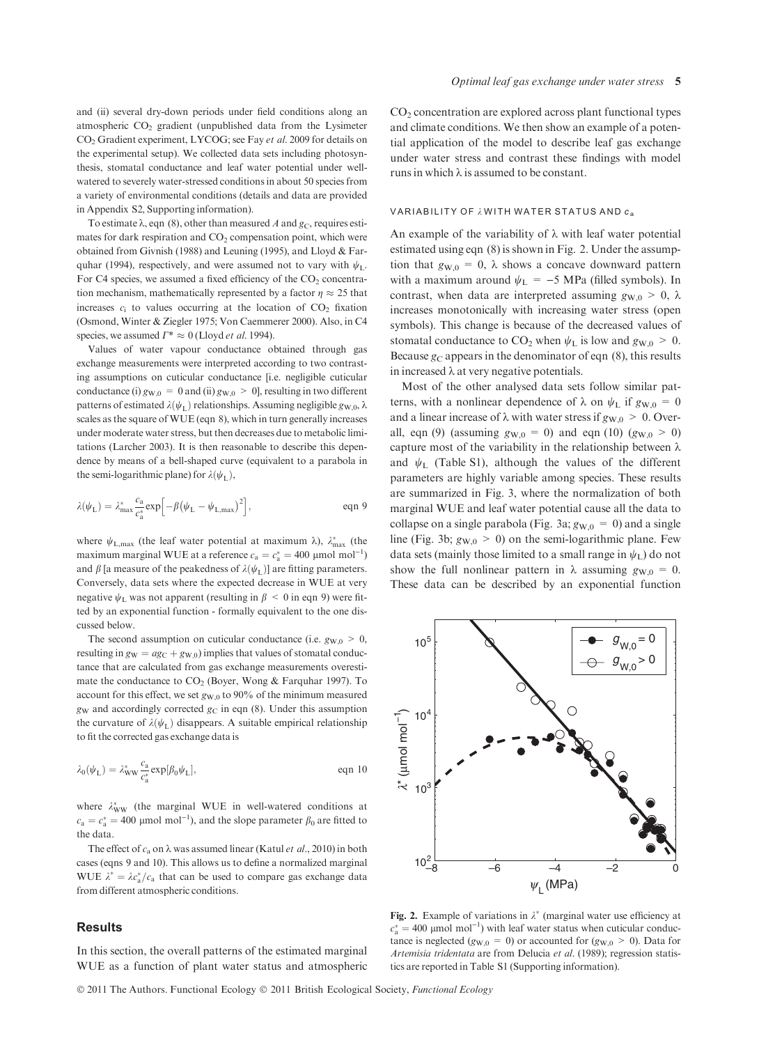and (ii) several dry-down periods under field conditions along an atmospheric $CO_2$ gradient (unpublished data from the Lysimeter $CO_2$ Gradient experiment, LYCOG; see Fay *et al.* 2009 for details on the experimental setup). We collected data sets including photosynthesis, stomatal conductance and leaf water potential under well-watered to severely water-stressed conditions in about 50 species from a variety of environmental conditions (details and data are provided in Appendix S2, Supporting information).

To estimate λ, eqn (8), other than measured $A$ and $g_C$, requires estimates for dark respiration and $CO_2$ compensation point, which were obtained from Givnish (1988) and Leuning (1995), and Lloyd & Farquhar (1994), respectively, and were assumed not to vary with $\psi_L$. For C4 species, we assumed a fixed efficiency of the $CO_2$ concentration mechanism, mathematically represented by a factor $\eta \approx 25$ that increases $c_i$ to values occurring at the location of $CO_2$ fixation (Osmond, Winter & Ziegler 1975; Von Caemmerer 2000). Also, in C4 species, we assumed $\Gamma^* \approx 0$ (Lloyd *et al.* 1994).

Values of water vapour conductance obtained through gas exchange measurements were interpreted according to two contrasting assumptions on cuticular conductance [i.e. negligible cuticular conductance (i) $g_{W,0} = 0$ and (ii) $g_{W,0} > 0$], resulting in two different patterns of estimated $\lambda(\psi_L)$ relationships. Assuming negligible $g_{W,0}$, λ scales as the square of WUE (eqn 8), which in turn generally increases under moderate water stress, but then decreases due to metabolic limitations (Larcher 2003). It is then reasonable to describe this dependence by means of a bell-shaped curve (equivalent to a parabola in the semi-logarithmic plane) for $\lambda(\psi_L)$,

$$\lambda(\psi_L) = \lambda^*_{max} \frac{c_a}{c_a^*} \exp\left[-\beta\left(\psi_L - \psi_{L,max}\right)^2\right], \qquad \text{eqn 9}$$

where $\psi_{L,max}$ (the leaf water potential at maximum λ), $\lambda^*_{max}$ (the maximum marginal WUE at a reference $c_a = c_a^* = 400$ μmol mol$^{-1}$) and $\beta$ [a measure of the peakedness of $\lambda(\psi_L)$] are fitting parameters. Conversely, data sets where the expected decrease in WUE at very negative $\psi_L$ was not apparent (resulting in $\beta < 0$ in eqn 9) were fitted by an exponential function - formally equivalent to the one discussed below.

The second assumption on cuticular conductance (i.e. $g_{W,0} > 0$, resulting in $g_W = ag_C + g_{W,0}$) implies that values of stomatal conductance that are calculated from gas exchange measurements overestimate the conductance to $CO_2$ (Boyer, Wong & Farquhar 1997). To account for this effect, we set $g_{W,0}$ to 90% of the minimum measured $g_W$ and accordingly corrected $g_C$ in eqn (8). Under this assumption the curvature of $\lambda(\psi_L)$ disappears. A suitable empirical relationship to fit the corrected gas exchange data is

$$\lambda_0(\psi_L) = \lambda^*_{WW} \frac{c_a}{c_a^*} \exp[\beta_0 \psi_L], \qquad \text{eqn 10}$$

where $\lambda^*_{WW}$ (the marginal WUE in well-watered conditions at $c_a = c_a^* = 400$ μmol mol$^{-1}$), and the slope parameter $\beta_0$ are fitted to the data.

The effect of $c_a$ on λ was assumed linear (Katul *et al.*, 2010) in both cases (eqns 9 and 10). This allows us to define a normalized marginal WUE $\lambda^* = \lambda c_a^*/c_a$ that can be used to compare gas exchange data from different atmospheric conditions.

## Results

In this section, the overall patterns of the estimated marginal WUE as a function of plant water status and atmospheric $CO_2$ concentration are explored across plant functional types and climate conditions. We then show an example of a potential application of the model to describe leaf gas exchange under water stress and contrast these findings with model runs in which λ is assumed to be constant.

### VARIABILITY OF λ WITH WATER STATUS AND $c_a$

An example of the variability of λ with leaf water potential estimated using eqn (8) is shown in Fig. 2. Under the assumption that $g_{W,0} = 0$, λ shows a concave downward pattern with a maximum around $\psi_L = -5$ MPa (filled symbols). In contrast, when data are interpreted assuming $g_{W,0} > 0$, λ increases monotonically with increasing water stress (open symbols). This change is because of the decreased values of stomatal conductance to $CO_2$ when $\psi_L$ is low and $g_{W,0} > 0$. Because $g_C$ appears in the denominator of eqn (8), this results in increased λ at very negative potentials.

Most of the other analysed data sets follow similar patterns, with a nonlinear dependence of λ on $\psi_L$ if $g_{W,0} = 0$ and a linear increase of λ with water stress if $g_{W,0} > 0$. Overall, eqn (9) (assuming $g_{W,0} = 0$) and eqn (10) ($g_{W,0} > 0$) capture most of the variability in the relationship between λ and $\psi_L$ (Table S1), although the values of the different parameters are highly variable among species. These results are summarized in Fig. 3, where the normalization of both marginal WUE and leaf water potential cause all the data to collapse on a single parabola (Fig. 3a; $g_{W,0} = 0$) and a single line (Fig. 3b; $g_{W,0} > 0$) on the semi-logarithmic plane. Few data sets (mainly those limited to a small range in $\psi_L$) do not show the full nonlinear pattern in λ assuming $g_{W,0} = 0$. These data can be described by an exponential function

$g_{W,0} = 0$
$g_{W,0} > 0$
$10^5$
$10^4$
$10^3$
$10^2$
$\lambda^*$ (μmol mol$^{-1}$)
–8 –6 –4 –2 0
$\psi_L$ (MPa)

**Fig. 2.** Example of variations in $\lambda^*$ (marginal water use efficiency at $c_a^* = 400$ μmol mol$^{-1}$) with leaf water status when cuticular conductance is neglected ($g_{W,0} = 0$) or accounted for ($g_{W,0} > 0$). Data for *Artemisia tridentata* are from Delucia *et al.* (1989); regression statistics are reported in Table S1 (Supporting information).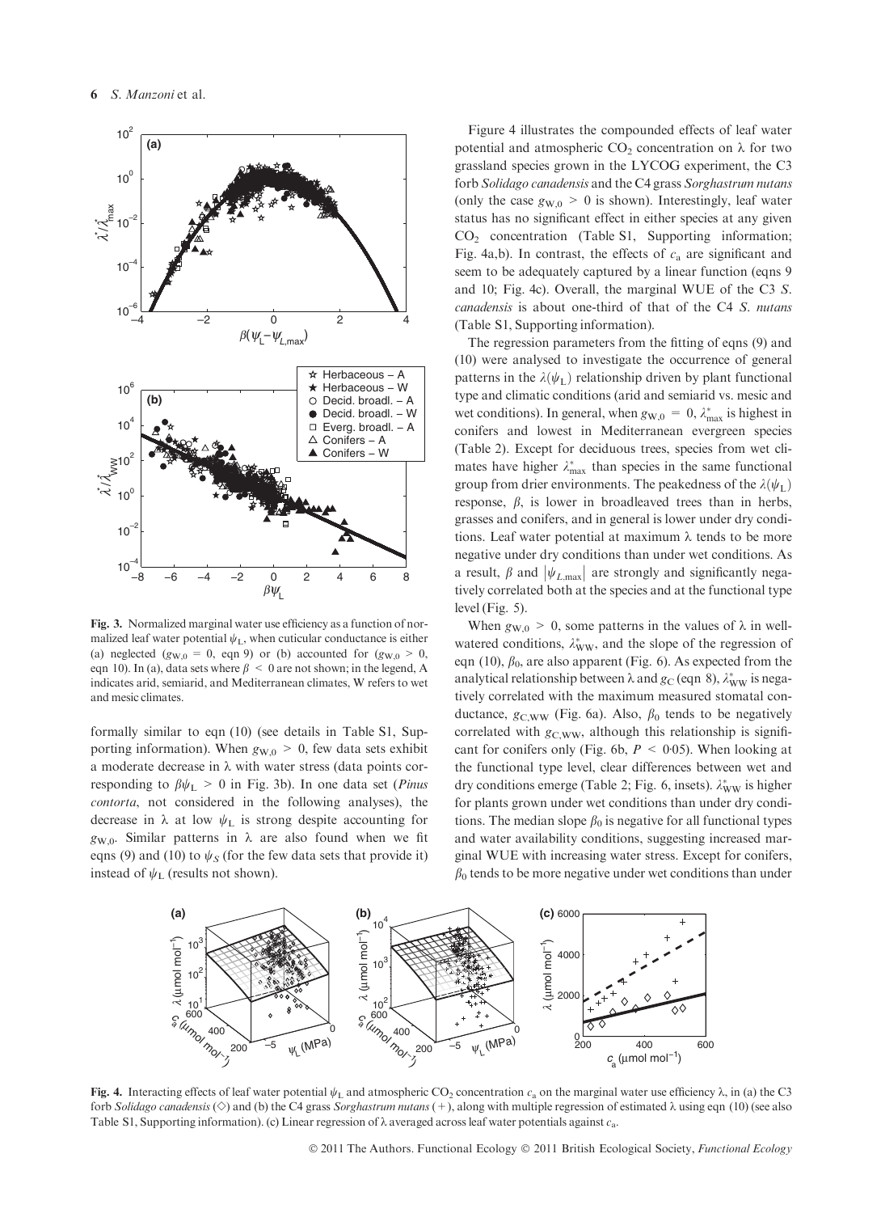(a)

$10^2$

$10^0$

$10^{-2}$

$10^{-4}$

$10^{-6}$

$\lambda^*/\lambda^*_{max}$

–4 –2 0 2 4

$\beta(\psi_L-\psi_{L,max})$

(b)

$10^6$

$10^4$

$10^2$

$10^0$

$10^{-2}$

$10^{-4}$

$\lambda^*/\lambda^*_{WW}$

–8 –6 –4 –2 0 2 4 6 8

$\beta\psi_L$

☆ Herbaceous – A
★ Herbaceous – W
○ Decid. broadl. – A
● Decid. broadl. – W
□ Everg. broadl. – A
△ Conifers – A
▲ Conifers – W

**Fig. 3.** Normalized marginal water use efficiency as a function of normalized leaf water potential $\psi_L$, when cuticular conductance is either (a) neglected ($g_{W,0} = 0$, eqn 9) or (b) accounted for ($g_{W,0} > 0$, eqn 10). In (a), data sets where $\beta < 0$ are not shown; in the legend, A indicates arid, semiarid, and Mediterranean climates, W refers to wet and mesic climates.

formally similar to eqn (10) (see details in Table S1, Supporting information). When $g_{W,0} > 0$, few data sets exhibit a moderate decrease in λ with water stress (data points corresponding to $\beta\psi_L > 0$ in Fig. 3b). In one data set (*Pinus contorta*, not considered in the following analyses), the decrease in λ at low $\psi_L$ is strong despite accounting for $g_{W,0}$. Similar patterns in λ are also found when we fit eqns (9) and (10) to $\psi_S$ (for the few data sets that provide it) instead of $\psi_L$ (results not shown).

Figure 4 illustrates the compounded effects of leaf water potential and atmospheric $CO_2$ concentration on λ for two grassland species grown in the LYCOG experiment, the C3 forb *Solidago canadensis* and the C4 grass *Sorghastrum nutans* (only the case $g_{W,0} > 0$ is shown). Interestingly, leaf water status has no significant effect in either species at any given $CO_2$ concentration (Table S1, Supporting information; Fig. 4a,b). In contrast, the effects of $c_a$ are significant and seem to be adequately captured by a linear function (eqns 9 and 10; Fig. 4c). Overall, the marginal WUE of the C3 *S. canadensis* is about one-third of that of the C4 *S. nutans* (Table S1, Supporting information).

The regression parameters from the fitting of eqns (9) and (10) were analysed to investigate the occurrence of general patterns in the $\lambda(\psi_L)$ relationship driven by plant functional type and climatic conditions (arid and semiarid vs. mesic and wet conditions). In general, when $g_{W,0} = 0$, $\lambda^*_{max}$ is highest in conifers and lowest in Mediterranean evergreen species (Table 2). Except for deciduous trees, species from wet climates have higher $\lambda^*_{max}$ than species in the same functional group from drier environments. The peakedness of the $\lambda(\psi_L)$ response, β, is lower in broadleaved trees than in herbs, grasses and conifers, and in general is lower under dry conditions. Leaf water potential at maximum λ tends to be more negative under dry conditions than under wet conditions. As a result, β and $|\psi_{L,max}|$ are strongly and significantly negatively correlated both at the species and at the functional type level (Fig. 5).

When $g_{W,0} > 0$, some patterns in the values of λ in well-watered conditions, $\lambda^*_{WW}$, and the slope of the regression of eqn (10), $\beta_0$, are also apparent (Fig. 6). As expected from the analytical relationship between λ and $g_C$ (eqn 8), $\lambda^*_{WW}$ is negatively correlated with the maximum measured stomatal conductance, $g_{C,WW}$ (Fig. 6a). Also, $\beta_0$ tends to be negatively correlated with $g_{C,WW}$, although this relationship is significant for conifers only (Fig. 6b, $P < 0{\cdot}05$). When looking at the functional type level, clear differences between wet and dry conditions emerge (Table 2; Fig. 6, insets). $\lambda^*_{WW}$ is higher for plants grown under wet conditions than under dry conditions. The median slope $\beta_0$ is negative for all functional types and water availability conditions, suggesting increased marginal WUE with increasing water stress. Except for conifers, $\beta_0$ tends to be more negative under wet conditions than under

(a)

$10^3$

$10^2$

$10^1$

λ (µmol mol$^{-1}$)

600 400 200

$c_a$ (µmol mol$^{-1}$)

–5 0

$\psi_L$ (MPa)

(b)

$10^4$

$10^3$

$10^2$

λ (µmol mol$^{-1}$)

600 400 200

$c_a$ (µmol mol$^{-1}$)

–5 0

$\psi_L$ (MPa)

(c)

6000

4000

2000

0

λ (µmol mol$^{-1}$)

200 400 600

$c_a$ (µmol mol$^{-1}$)

**Fig. 4.** Interacting effects of leaf water potential $\psi_L$ and atmospheric $CO_2$ concentration $c_a$ on the marginal water use efficiency λ, in (a) the C3 forb *Solidago canadensis* (◇) and (b) the C4 grass *Sorghastrum nutans* (+), along with multiple regression of estimated λ using eqn (10) (see also Table S1, Supporting information). (c) Linear regression of λ averaged across leaf water potentials against $c_a$.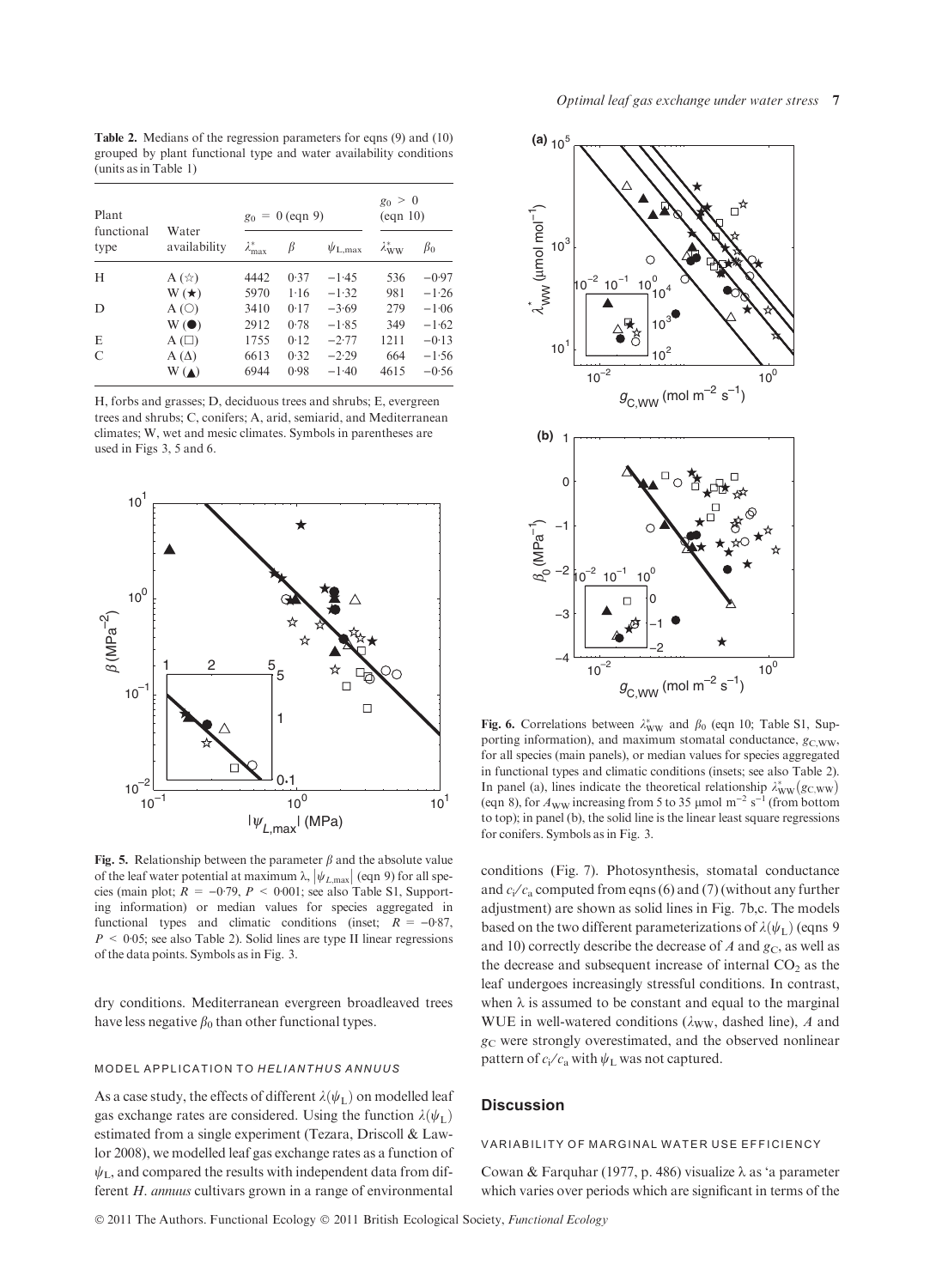**Table 2.** Medians of the regression parameters for eqns (9) and (10) grouped by plant functional type and water availability conditions (units as in Table 1)

| Plant functional type | Water availability | $g_0 = 0$ (eqn 9) | | | $g_0 > 0$ (eqn 10) | |
|---|---|---|---|---|---|---|
| | | $\lambda^*_{max}$ | $\beta$ | $\psi_{L,max}$ | $\lambda^*_{WW}$ | $\beta_0$ |
| H | A (☆) | 4442 | 0·37 | −1·45 | 536 | −0·97 |
| | W (★) | 5970 | 1·16 | −1·32 | 981 | −1·26 |
| D | A (○) | 3410 | 0·17 | −3·69 | 279 | −1·06 |
| | W (●) | 2912 | 0·78 | −1·85 | 349 | −1·62 |
| E | A (□) | 1755 | 0·12 | −2·77 | 1211 | −0·13 |
| C | A (Δ) | 6613 | 0·32 | −2·29 | 664 | −1·56 |
| | W (▲) | 6944 | 0·98 | −1·40 | 4615 | −0·56 |

H, forbs and grasses; D, deciduous trees and shrubs; E, evergreen trees and shrubs; C, conifers; A, arid, semiarid, and Mediterranean climates; W, wet and mesic climates. Symbols in parentheses are used in Figs 3, 5 and 6.

$\beta$ (MPa$^{-2}$)
$|\psi_{L,max}|$ (MPa)

**Fig. 5.** Relationship between the parameter $\beta$ and the absolute value of the leaf water potential at maximum $\lambda$, $|\psi_{L,max}|$ (eqn 9) for all species (main plot; $R = -0{\cdot}79$, $P < 0{\cdot}001$; see also Table S1, Supporting information) or median values for species aggregated in functional types and climatic conditions (inset; $R = -0{\cdot}87$, $P < 0{\cdot}05$; see also Table 2). Solid lines are type II linear regressions of the data points. Symbols as in Fig. 3.

dry conditions. Mediterranean evergreen broadleaved trees have less negative $\beta_0$ than other functional types.

### MODEL APPLICATION TO *HELIANTHUS ANNUUS*

As a case study, the effects of different $\lambda(\psi_L)$ on modelled leaf gas exchange rates are considered. Using the function $\lambda(\psi_L)$ estimated from a single experiment (Tezara, Driscoll & Lawlor 2008), we modelled leaf gas exchange rates as a function of $\psi_L$, and compared the results with independent data from different *H. annuus* cultivars grown in a range of environmental

(a)
$\lambda^*_{WW}$ (μmol mol$^{-1}$)
$g_{C,WW}$ (mol m$^{-2}$ s$^{-1}$)

(b)
$\beta_0$ (MPa$^{-1}$)
$g_{C,WW}$ (mol m$^{-2}$ s$^{-1}$)

**Fig. 6.** Correlations between $\lambda^*_{WW}$ and $\beta_0$ (eqn 10; Table S1, Supporting information), and maximum stomatal conductance, $g_{C,WW}$, for all species (main panels), or median values for species aggregated in functional types and climatic conditions (insets; see also Table 2). In panel (a), lines indicate the theoretical relationship $\lambda^*_{WW}(g_{C,WW})$ (eqn 8), for $A_{WW}$ increasing from 5 to 35 μmol m$^{-2}$ s$^{-1}$ (from bottom to top); in panel (b), the solid line is the linear least square regressions for conifers. Symbols as in Fig. 3.

conditions (Fig. 7). Photosynthesis, stomatal conductance and $c_i/c_a$ computed from eqns (6) and (7) (without any further adjustment) are shown as solid lines in Fig. 7b,c. The models based on the two different parameterizations of $\lambda(\psi_L)$ (eqns 9 and 10) correctly describe the decrease of $A$ and $g_C$, as well as the decrease and subsequent increase of internal $CO_2$ as the leaf undergoes increasingly stressful conditions. In contrast, when $\lambda$ is assumed to be constant and equal to the marginal WUE in well-watered conditions ($\lambda_{WW}$, dashed line), $A$ and $g_C$ were strongly overestimated, and the observed nonlinear pattern of $c_i/c_a$ with $\psi_L$ was not captured.

## Discussion

### VARIABILITY OF MARGINAL WATER USE EFFICIENCY

Cowan & Farquhar (1977, p. 486) visualize $\lambda$ as 'a parameter which varies over periods which are significant in terms of the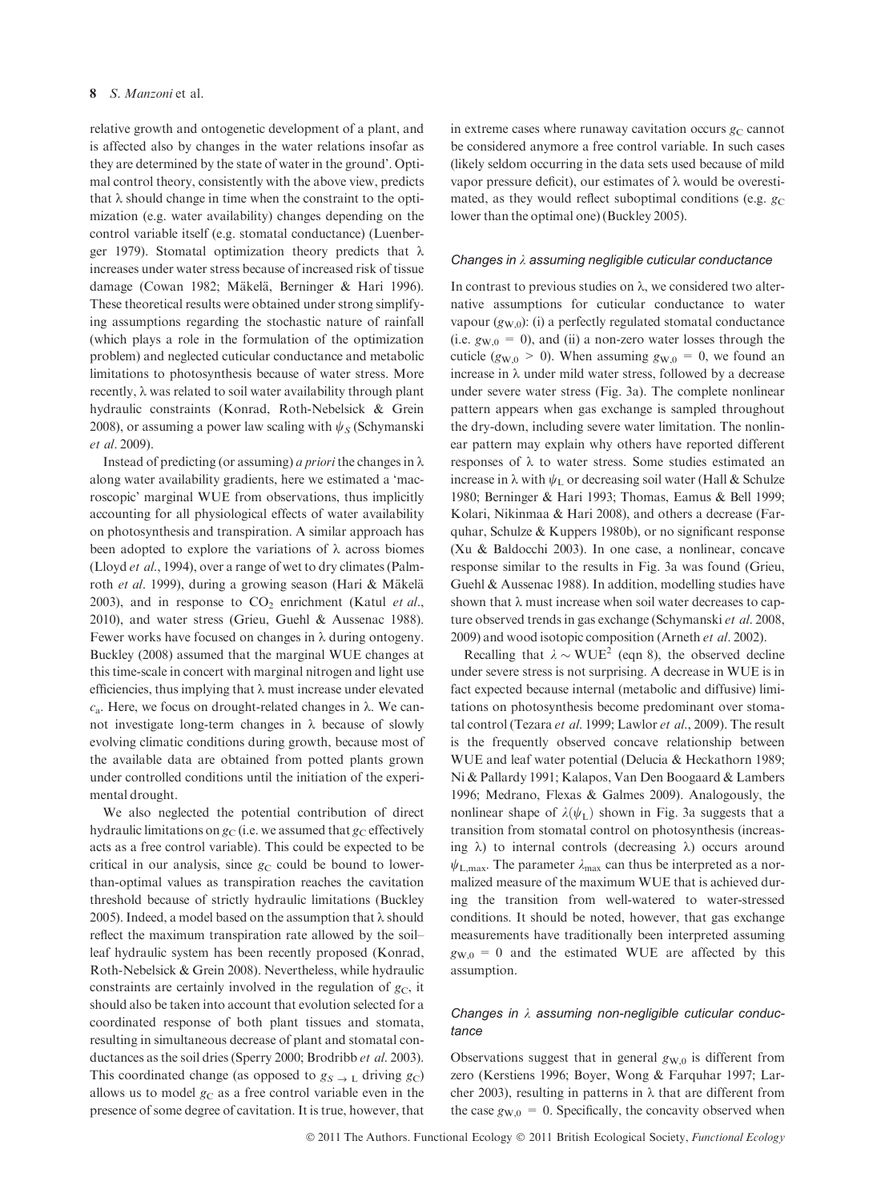relative growth and ontogenetic development of a plant, and is affected also by changes in the water relations insofar as they are determined by the state of water in the ground'. Optimal control theory, consistently with the above view, predicts that λ should change in time when the constraint to the optimization (e.g. water availability) changes depending on the control variable itself (e.g. stomatal conductance) (Luenberger 1979). Stomatal optimization theory predicts that λ increases under water stress because of increased risk of tissue damage (Cowan 1982; Mäkelä, Berninger & Hari 1996). These theoretical results were obtained under strong simplifying assumptions regarding the stochastic nature of rainfall (which plays a role in the formulation of the optimization problem) and neglected cuticular conductance and metabolic limitations to photosynthesis because of water stress. More recently, λ was related to soil water availability through plant hydraulic constraints (Konrad, Roth-Nebelsick & Grein 2008), or assuming a power law scaling with $\psi_S$ (Schymanski *et al*. 2009).

Instead of predicting (or assuming) *a priori* the changes in λ along water availability gradients, here we estimated a 'macroscopic' marginal WUE from observations, thus implicitly accounting for all physiological effects of water availability on photosynthesis and transpiration. A similar approach has been adopted to explore the variations of λ across biomes (Lloyd *et al*., 1994), over a range of wet to dry climates (Palmroth *et al*. 1999), during a growing season (Hari & Mäkelä 2003), and in response to $CO_2$ enrichment (Katul *et al*., 2010), and water stress (Grieu, Guehl & Aussenac 1988). Fewer works have focused on changes in λ during ontogeny. Buckley (2008) assumed that the marginal WUE changes at this time-scale in concert with marginal nitrogen and light use efficiencies, thus implying that λ must increase under elevated $c_a$. Here, we focus on drought-related changes in λ. We cannot investigate long-term changes in λ because of slowly evolving climatic conditions during growth, because most of the available data are obtained from potted plants grown under controlled conditions until the initiation of the experimental drought.

We also neglected the potential contribution of direct hydraulic limitations on $g_C$ (i.e. we assumed that $g_C$ effectively acts as a free control variable). This could be expected to be critical in our analysis, since $g_C$ could be bound to lower-than-optimal values as transpiration reaches the cavitation threshold because of strictly hydraulic limitations (Buckley 2005). Indeed, a model based on the assumption that λ should reflect the maximum transpiration rate allowed by the soil–leaf hydraulic system has been recently proposed (Konrad, Roth-Nebelsick & Grein 2008). Nevertheless, while hydraulic constraints are certainly involved in the regulation of $g_C$, it should also be taken into account that evolution selected for a coordinated response of both plant tissues and stomata, resulting in simultaneous decrease of plant and stomatal conductances as the soil dries (Sperry 2000; Brodribb *et al*. 2003). This coordinated change (as opposed to $g_{S \rightarrow L}$ driving $g_C$) allows us to model $g_C$ as a free control variable even in the presence of some degree of cavitation. It is true, however, that in extreme cases where runaway cavitation occurs $g_C$ cannot be considered anymore a free control variable. In such cases (likely seldom occurring in the data sets used because of mild vapor pressure deficit), our estimates of λ would be overestimated, as they would reflect suboptimal conditions (e.g. $g_C$ lower than the optimal one) (Buckley 2005).

### *Changes in λ assuming negligible cuticular conductance*

In contrast to previous studies on λ, we considered two alternative assumptions for cuticular conductance to water vapour ($g_{W,0}$): (i) a perfectly regulated stomatal conductance (i.e. $g_{W,0} = 0$), and (ii) a non-zero water losses through the cuticle ($g_{W,0} > 0$). When assuming $g_{W,0} = 0$, we found an increase in λ under mild water stress, followed by a decrease under severe water stress (Fig. 3a). The complete nonlinear pattern appears when gas exchange is sampled throughout the dry-down, including severe water limitation. The nonlinear pattern may explain why others have reported different responses of λ to water stress. Some studies estimated an increase in λ with $\psi_L$ or decreasing soil water (Hall & Schulze 1980; Berninger & Hari 1993; Thomas, Eamus & Bell 1999; Kolari, Nikinmaa & Hari 2008), and others a decrease (Farquhar, Schulze & Kuppers 1980b), or no significant response (Xu & Baldocchi 2003). In one case, a nonlinear, concave response similar to the results in Fig. 3a was found (Grieu, Guehl & Aussenac 1988). In addition, modelling studies have shown that λ must increase when soil water decreases to capture observed trends in gas exchange (Schymanski *et al*. 2008, 2009) and wood isotopic composition (Arneth *et al*. 2002).

Recalling that $\lambda \sim \mathrm{WUE}^2$ (eqn 8), the observed decline under severe stress is not surprising. A decrease in WUE is in fact expected because internal (metabolic and diffusive) limitations on photosynthesis become predominant over stomatal control (Tezara *et al*. 1999; Lawlor *et al*., 2009). The result is the frequently observed concave relationship between WUE and leaf water potential (Delucia & Heckathorn 1989; Ni & Pallardy 1991; Kalapos, Van Den Boogaard & Lambers 1996; Medrano, Flexas & Galmes 2009). Analogously, the nonlinear shape of $\lambda(\psi_L)$ shown in Fig. 3a suggests that a transition from stomatal control on photosynthesis (increasing λ) to internal controls (decreasing λ) occurs around $\psi_{L,max}$. The parameter $\lambda_{max}$ can thus be interpreted as a normalized measure of the maximum WUE that is achieved during the transition from well-watered to water-stressed conditions. It should be noted, however, that gas exchange measurements have traditionally been interpreted assuming $g_{W,0} = 0$ and the estimated WUE are affected by this assumption.

### *Changes in λ assuming non-negligible cuticular conductance*

Observations suggest that in general $g_{W,0}$ is different from zero (Kerstiens 1996; Boyer, Wong & Farquhar 1997; Larcher 2003), resulting in patterns in λ that are different from the case $g_{W,0} = 0$. Specifically, the concavity observed when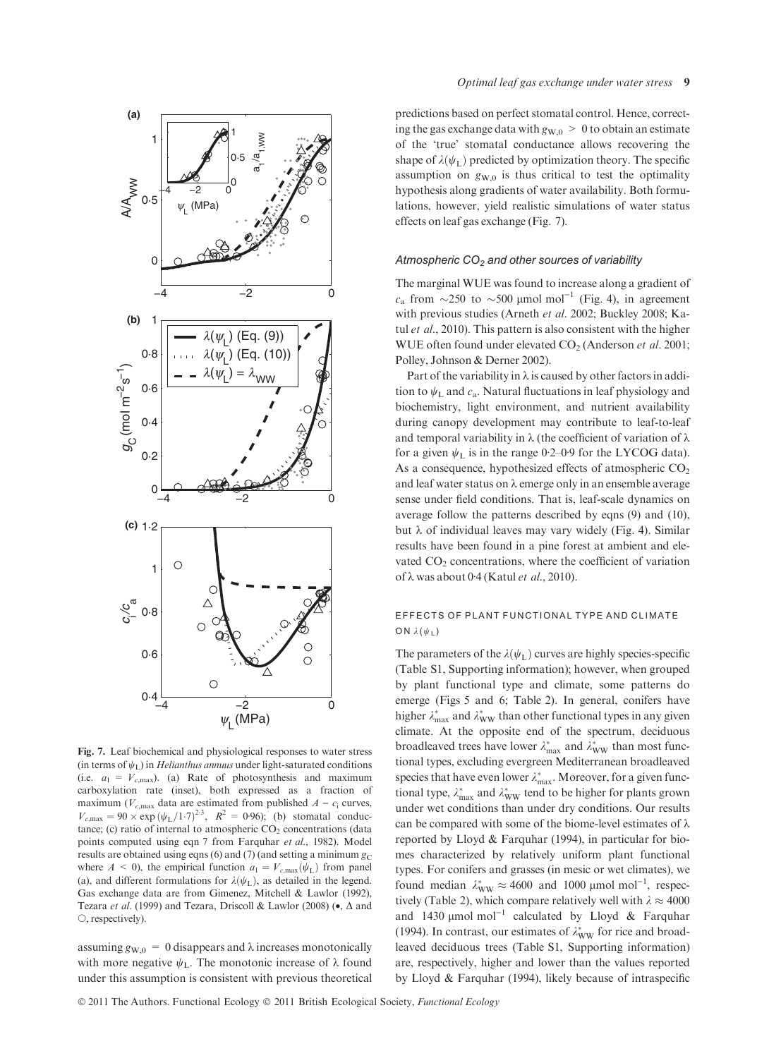(a)

1

A/A_WW

0·5

0

–4

–2

0

1

$a_1/a_{1,WW}$

0·5

0

–4

–2

0

$\psi_L$ (MPa)

(b)

1

$\lambda(\psi_L)$ (Eq. (9))

$\lambda(\psi_L)$ (Eq. (10))

$\lambda(\psi_L) = \lambda_{WW}$

0·8

0·6

0·4

0·2

0

$g_C$ (mol m$^{-2}$s$^{-1}$)

–4

–2

0

(c)

1·2

1

0·8

0·6

0·4

$c_i/c_a$

–4

–2

0

$\psi_L$ (MPa)

**Fig. 7.** Leaf biochemical and physiological responses to water stress (in terms of $\psi_L$) in *Helianthus annuus* under light-saturated conditions (i.e. $a_1 = V_{c,\max}$). (a) Rate of photosynthesis and maximum carboxylation rate (inset), both expressed as a fraction of maximum ($V_{c,\max}$ data are estimated from published $A - c_i$ curves, $V_{c,\max} = 90 \times \exp{(\psi_L/1{\cdot}7)^{2{\cdot}3}}$, $R^2 = 0{\cdot}96$); (b) stomatal conductance; (c) ratio of internal to atmospheric $CO_2$ concentrations (data points computed using eqn 7 from Farquhar *et al*., 1982). Model results are obtained using eqns (6) and (7) (and setting a minimum $g_C$ where $A < 0$), the empirical function $a_1 = V_{c,\max}(\psi_L)$ from panel (a), and different formulations for $\lambda(\psi_L)$, as detailed in the legend. Gas exchange data are from Gimenez, Mitchell & Lawlor (1992), Tezara *et al*. (1999) and Tezara, Driscoll & Lawlor (2008) (•, Δ and ○, respectively).

assuming $g_{W,0} = 0$ disappears and λ increases monotonically with more negative $\psi_L$. The monotonic increase of λ found under this assumption is consistent with previous theoretical predictions based on perfect stomatal control. Hence, correcting the gas exchange data with $g_{W,0} > 0$ to obtain an estimate of the 'true' stomatal conductance allows recovering the shape of $\lambda(\psi_L)$ predicted by optimization theory. The specific assumption on $g_{W,0}$ is thus critical to test the optimality hypothesis along gradients of water availability. Both formulations, however, yield realistic simulations of water status effects on leaf gas exchange (Fig. 7).

### *Atmospheric $CO_2$ and other sources of variability*

The marginal WUE was found to increase along a gradient of $c_a$ from ~250 to ~500 μmol mol$^{-1}$ (Fig. 4), in agreement with previous studies (Arneth *et al*. 2002; Buckley 2008; Katul *et al*., 2010). This pattern is also consistent with the higher WUE often found under elevated $CO_2$ (Anderson *et al*. 2001; Polley, Johnson & Derner 2002).

Part of the variability in λ is caused by other factors in addition to $\psi_L$ and $c_a$. Natural fluctuations in leaf physiology and biochemistry, light environment, and nutrient availability during canopy development may contribute to leaf-to-leaf and temporal variability in λ (the coefficient of variation of λ for a given $\psi_L$ is in the range 0·2–0·9 for the LYCOG data). As a consequence, hypothesized effects of atmospheric $CO_2$ and leaf water status on λ emerge only in an ensemble average sense under field conditions. That is, leaf-scale dynamics on average follow the patterns described by eqns (9) and (10), but λ of individual leaves may vary widely (Fig. 4). Similar results have been found in a pine forest at ambient and elevated $CO_2$ concentrations, where the coefficient of variation of λ was about 0·4 (Katul *et al*., 2010).

## EFFECTS OF PLANT FUNCTIONAL TYPE AND CLIMATE ON $\lambda(\psi_L)$

The parameters of the $\lambda(\psi_L)$ curves are highly species-specific (Table S1, Supporting information); however, when grouped by plant functional type and climate, some patterns do emerge (Figs 5 and 6; Table 2). In general, conifers have higher $\lambda^*_{\max}$ and $\lambda^*_{WW}$ than other functional types in any given climate. At the opposite end of the spectrum, deciduous broadleaved trees have lower $\lambda^*_{\max}$ and $\lambda^*_{WW}$ than most functional types, excluding evergreen Mediterranean broadleaved species that have even lower $\lambda^*_{\max}$. Moreover, for a given functional type, $\lambda^*_{\max}$ and $\lambda^*_{WW}$ tend to be higher for plants grown under wet conditions than under dry conditions. Our results can be compared with some of the biome-level estimates of λ reported by Lloyd & Farquhar (1994), in particular for biomes characterized by relatively uniform plant functional types. For conifers and grasses (in mesic or wet climates), we found median $\lambda^*_{WW} \approx 4600$ and 1000 μmol mol$^{-1}$, respectively (Table 2), which compare relatively well with $\lambda \approx 4000$ and 1430 μmol mol$^{-1}$ calculated by Lloyd & Farquhar (1994). In contrast, our estimates of $\lambda^*_{WW}$ for rice and broadleaved deciduous trees (Table S1, Supporting information) are, respectively, higher and lower than the values reported by Lloyd & Farquhar (1994), likely because of intraspecific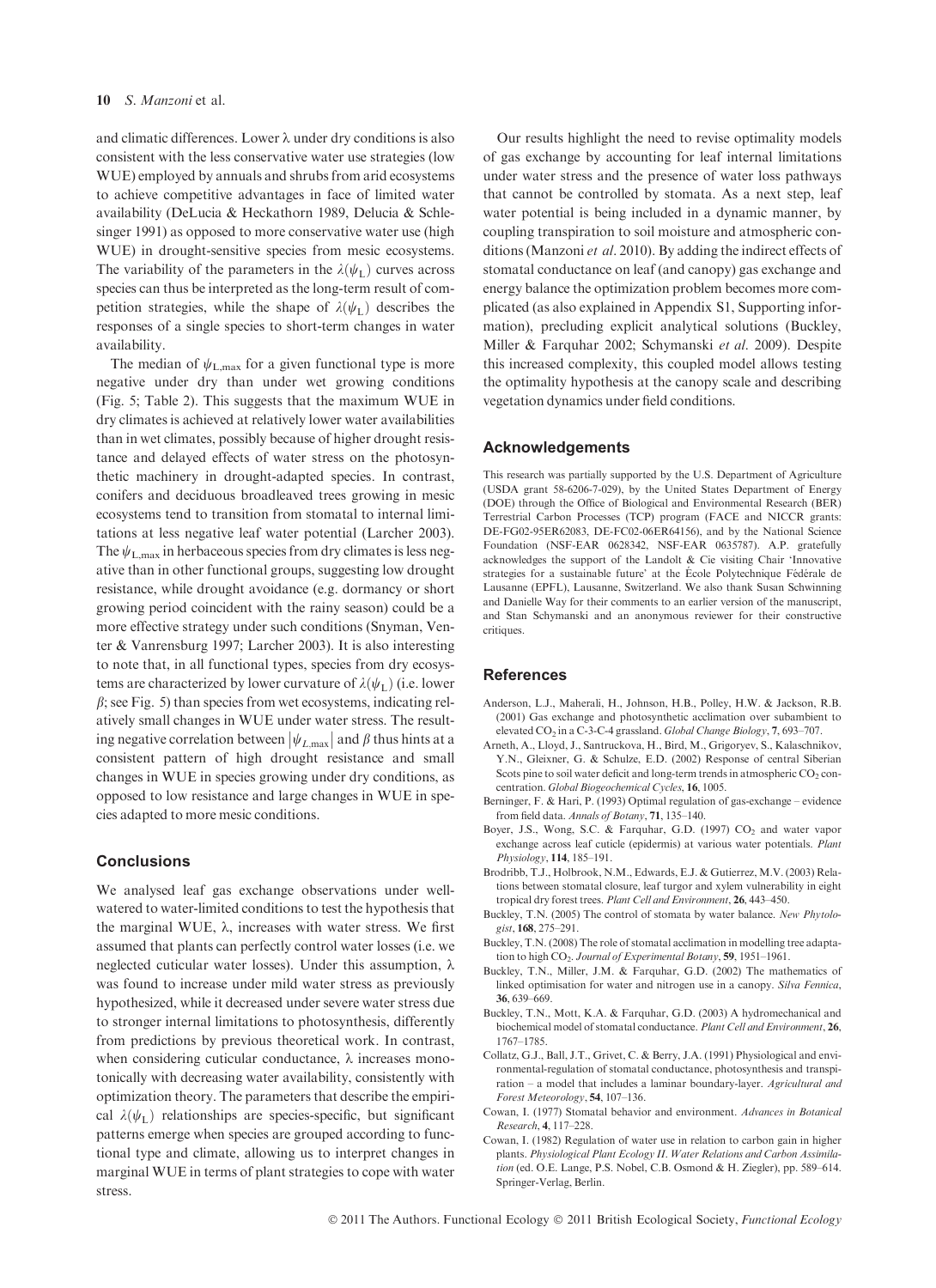and climatic differences. Lower λ under dry conditions is also consistent with the less conservative water use strategies (low WUE) employed by annuals and shrubs from arid ecosystems to achieve competitive advantages in face of limited water availability (DeLucia & Heckathorn 1989, Delucia & Schlesinger 1991) as opposed to more conservative water use (high WUE) in drought-sensitive species from mesic ecosystems. The variability of the parameters in the $\lambda(\psi_L)$ curves across species can thus be interpreted as the long-term result of competition strategies, while the shape of $\lambda(\psi_L)$ describes the responses of a single species to short-term changes in water availability.

The median of $\psi_{L,max}$ for a given functional type is more negative under dry than under wet growing conditions (Fig. 5; Table 2). This suggests that the maximum WUE in dry climates is achieved at relatively lower water availabilities than in wet climates, possibly because of higher drought resistance and delayed effects of water stress on the photosynthetic machinery in drought-adapted species. In contrast, conifers and deciduous broadleaved trees growing in mesic ecosystems tend to transition from stomatal to internal limitations at less negative leaf water potential (Larcher 2003). The $\psi_{L,max}$ in herbaceous species from dry climates is less negative than in other functional groups, suggesting low drought resistance, while drought avoidance (e.g. dormancy or short growing period coincident with the rainy season) could be a more effective strategy under such conditions (Snyman, Venter & Vanrensburg 1997; Larcher 2003). It is also interesting to note that, in all functional types, species from dry ecosystems are characterized by lower curvature of $\lambda(\psi_L)$ (i.e. lower $\beta$; see Fig. 5) than species from wet ecosystems, indicating relatively small changes in WUE under water stress. The resulting negative correlation between $|\psi_{L,max}|$ and $\beta$ thus hints at a consistent pattern of high drought resistance and small changes in WUE in species growing under dry conditions, as opposed to low resistance and large changes in WUE in species adapted to more mesic conditions.

## Conclusions

We analysed leaf gas exchange observations under well-watered to water-limited conditions to test the hypothesis that the marginal WUE, λ, increases with water stress. We first assumed that plants can perfectly control water losses (i.e. we neglected cuticular water losses). Under this assumption, λ was found to increase under mild water stress as previously hypothesized, while it decreased under severe water stress due to stronger internal limitations to photosynthesis, differently from predictions by previous theoretical work. In contrast, when considering cuticular conductance, λ increases monotonically with decreasing water availability, consistently with optimization theory. The parameters that describe the empirical $\lambda(\psi_L)$ relationships are species-specific, but significant patterns emerge when species are grouped according to functional type and climate, allowing us to interpret changes in marginal WUE in terms of plant strategies to cope with water stress.

Our results highlight the need to revise optimality models of gas exchange by accounting for leaf internal limitations under water stress and the presence of water loss pathways that cannot be controlled by stomata. As a next step, leaf water potential is being included in a dynamic manner, by coupling transpiration to soil moisture and atmospheric conditions (Manzoni *et al*. 2010). By adding the indirect effects of stomatal conductance on leaf (and canopy) gas exchange and energy balance the optimization problem becomes more complicated (as also explained in Appendix S1, Supporting information), precluding explicit analytical solutions (Buckley, Miller & Farquhar 2002; Schymanski *et al*. 2009). Despite this increased complexity, this coupled model allows testing the optimality hypothesis at the canopy scale and describing vegetation dynamics under field conditions.

## Acknowledgements

This research was partially supported by the U.S. Department of Agriculture (USDA grant 58-6206-7-029), by the United States Department of Energy (DOE) through the Office of Biological and Environmental Research (BER) Terrestrial Carbon Processes (TCP) program (FACE and NICCR grants: DE-FG02-95ER62083, DE-FC02-06ER64156), and by the National Science Foundation (NSF-EAR 0628342, NSF-EAR 0635787). A.P. gratefully acknowledges the support of the Landolt & Cie visiting Chair 'Innovative strategies for a sustainable future' at the École Polytechnique Fédérale de Lausanne (EPFL), Lausanne, Switzerland. We also thank Susan Schwinning and Danielle Way for their comments to an earlier version of the manuscript, and Stan Schymanski and an anonymous reviewer for their constructive critiques.

## References

Anderson, L.J., Maherali, H., Johnson, H.B., Polley, H.W. & Jackson, R.B. (2001) Gas exchange and photosynthetic acclimation over subambient to elevated $CO_2$ in a C-3-C-4 grassland. *Global Change Biology*, **7**, 693–707.

Arneth, A., Lloyd, J., Santruckova, H., Bird, M., Grigoryev, S., Kalaschnikov, Y.N., Gleixner, G. & Schulze, E.D. (2002) Response of central Siberian Scots pine to soil water deficit and long-term trends in atmospheric $CO_2$ concentration. *Global Biogeochemical Cycles*, **16**, 1005.

Berninger, F. & Hari, P. (1993) Optimal regulation of gas-exchange – evidence from field data. *Annals of Botany*, **71**, 135–140.

Boyer, J.S., Wong, S.C. & Farquhar, G.D. (1997) $CO_2$ and water vapor exchange across leaf cuticle (epidermis) at various water potentials. *Plant Physiology*, **114**, 185–191.

Brodribb, T.J., Holbrook, N.M., Edwards, E.J. & Gutierrez, M.V. (2003) Relations between stomatal closure, leaf turgor and xylem vulnerability in eight tropical dry forest trees. *Plant Cell and Environment*, **26**, 443–450.

Buckley, T.N. (2005) The control of stomata by water balance. *New Phytologist*, **168**, 275–291.

Buckley, T.N. (2008) The role of stomatal acclimation in modelling tree adaptation to high $CO_2$. *Journal of Experimental Botany*, **59**, 1951–1961.

Buckley, T.N., Miller, J.M. & Farquhar, G.D. (2002) The mathematics of linked optimisation for water and nitrogen use in a canopy. *Silva Fennica*, **36**, 639–669.

Buckley, T.N., Mott, K.A. & Farquhar, G.D. (2003) A hydromechanical and biochemical model of stomatal conductance. *Plant Cell and Environment*, **26**, 1767–1785.

Collatz, G.J., Ball, J.T., Grivet, C. & Berry, J.A. (1991) Physiological and environmental-regulation of stomatal conductance, photosynthesis and transpiration – a model that includes a laminar boundary-layer. *Agricultural and Forest Meteorology*, **54**, 107–136.

Cowan, I. (1977) Stomatal behavior and environment. *Advances in Botanical Research*, **4**, 117–228.

Cowan, I. (1982) Regulation of water use in relation to carbon gain in higher plants. *Physiological Plant Ecology II. Water Relations and Carbon Assimilation* (ed. O.E. Lange, P.S. Nobel, C.B. Osmond & H. Ziegler), pp. 589–614. Springer-Verlag, Berlin.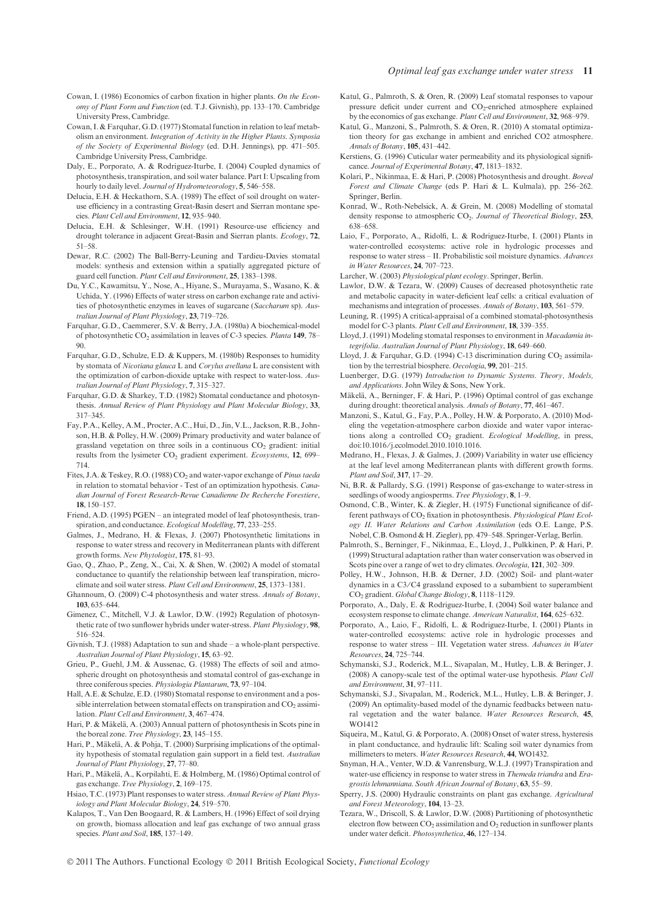Cowan, I. (1986) Economics of carbon fixation in higher plants. *On the Economy of Plant Form and Function* (ed. T.J. Givnish), pp. 133–170. Cambridge University Press, Cambridge.

Cowan, I. & Farquhar, G.D. (1977) Stomatal function in relation to leaf metabolism an environment. *Integration of Activity in the Higher Plants. Symposia of the Society of Experimental Biology* (ed. D.H. Jennings), pp. 471–505. Cambridge University Press, Cambridge.

Daly, E., Porporato, A. & Rodriguez-Iturbe, I. (2004) Coupled dynamics of photosynthesis, transpiration, and soil water balance. Part I: Upscaling from hourly to daily level. *Journal of Hydrometeorology*, **5**, 546–558.

Delucia, E.H. & Heckathorn, S.A. (1989) The effect of soil drought on water-use efficiency in a contrasting Great-Basin desert and Sierran montane species. *Plant Cell and Environment*, **12**, 935–940.

Delucia, E.H. & Schlesinger, W.H. (1991) Resource-use efficiency and drought tolerance in adjacent Great-Basin and Sierran plants. *Ecology*, **72**, 51–58.

Dewar, R.C. (2002) The Ball-Berry-Leuning and Tardieu-Davies stomatal models: synthesis and extension within a spatially aggregated picture of guard cell function. *Plant Cell and Environment*, **25**, 1383–1398.

Du, Y.C., Kawamitsu, Y., Nose, A., Hiyane, S., Murayama, S., Wasano, K. & Uchida, Y. (1996) Effects of water stress on carbon exchange rate and activities of photosynthetic enzymes in leaves of sugarcane (*Saccharum* sp). *Australian Journal of Plant Physiology*, **23**, 719–726.

Farquhar, G.D., Caemmerer, S.V. & Berry, J.A. (1980a) A biochemical-model of photosynthetic $CO_2$ assimilation in leaves of C-3 species. *Planta* **149**, 78–90.

Farquhar, G.D., Schulze, E.D. & Kuppers, M. (1980b) Responses to humidity by stomata of *Nicotiana glauca* L and *Corylus avellana* L are consistent with the optimization of carbon-dioxide uptake with respect to water-loss. *Australian Journal of Plant Physiology*, **7**, 315–327.

Farquhar, G.D. & Sharkey, T.D. (1982) Stomatal conductance and photosynthesis. *Annual Review of Plant Physiology and Plant Molecular Biology*, **33**, 317–345.

Fay, P.A., Kelley, A.M., Procter, A.C., Hui, D., Jin, V.L., Jackson, R.B., Johnson, H.B. & Polley, H.W. (2009) Primary productivity and water balance of grassland vegetation on three soils in a continuous $CO_2$ gradient: initial results from the lysimeter $CO_2$ gradient experiment. *Ecosystems*, **12**, 699–714.

Fites, J.A. & Teskey, R.O. (1988) $CO_2$ and water-vapor exchange of *Pinus taeda* in relation to stomatal behavior - Test of an optimization hypothesis. *Canadian Journal of Forest Research-Revue Canadienne De Recherche Forestiere*, **18**, 150–157.

Friend, A.D. (1995) PGEN – an integrated model of leaf photosynthesis, transpiration, and conductance. *Ecological Modelling*, **77**, 233–255.

Galmes, J., Medrano, H. & Flexas, J. (2007) Photosynthetic limitations in response to water stress and recovery in Mediterranean plants with different growth forms. *New Phytologist*, **175**, 81–93.

Gao, Q., Zhao, P., Zeng, X., Cai, X. & Shen, W. (2002) A model of stomatal conductance to quantify the relationship between leaf transpiration, microclimate and soil water stress. *Plant Cell and Environment*, **25**, 1373–1381.

Ghannoum, O. (2009) C-4 photosynthesis and water stress. *Annals of Botany*, **103**, 635–644.

Gimenez, C., Mitchell, V.J. & Lawlor, D.W. (1992) Regulation of photosynthetic rate of two sunflower hybrids under water-stress. *Plant Physiology*, **98**, 516–524.

Givnish, T.J. (1988) Adaptation to sun and shade – a whole-plant perspective. *Australian Journal of Plant Physiology*, **15**, 63–92.

Grieu, P., Guehl, J.M. & Aussenac, G. (1988) The effects of soil and atmospheric drought on photosynthesis and stomatal control of gas-exchange in three coniferous species. *Physiologia Plantarum*, **73**, 97–104.

Hall, A.E. & Schulze, E.D. (1980) Stomatal response to environment and a possible interrelation between stomatal effects on transpiration and $CO_2$ assimilation. *Plant Cell and Environment*, **3**, 467–474.

Hari, P. & Mäkelä, A. (2003) Annual pattern of photosynthesis in Scots pine in the boreal zone. *Tree Physiology*, **23**, 145–155.

Hari, P., Mäkelä, A. & Pohja, T. (2000) Surprising implications of the optimality hypothesis of stomatal regulation gain support in a field test. *Australian Journal of Plant Physiology*, **27**, 77–80.

Hari, P., Mäkelä, A., Korpilahti, E. & Holmberg, M. (1986) Optimal control of gas exchange. *Tree Physiology*, **2**, 169–175.

Hsiao, T.C. (1973) Plant responses to water stress. *Annual Review of Plant Physiology and Plant Molecular Biology*, **24**, 519–570.

Kalapos, T., Van Den Boogaard, R. & Lambers, H. (1996) Effect of soil drying on growth, biomass allocation and leaf gas exchange of two annual grass species. *Plant and Soil*, **185**, 137–149.

Katul, G., Palmroth, S. & Oren, R. (2009) Leaf stomatal responses to vapour pressure deficit under current and $CO_2$-enriched atmosphere explained by the economics of gas exchange. *Plant Cell and Environment*, **32**, 968–979.

Katul, G., Manzoni, S., Palmroth, S. & Oren, R. (2010) A stomatal optimization theory for gas exchange in ambient and enriched CO2 atmosphere. *Annals of Botany*, **105**, 431–442.

Kerstiens, G. (1996) Cuticular water permeability and its physiological significance. *Journal of Experimental Botany*, **47**, 1813–1832.

Kolari, P., Nikinmaa, E. & Hari, P. (2008) Photosynthesis and drought. *Boreal Forest and Climate Change* (eds P. Hari & L. Kulmala), pp. 256–262. Springer, Berlin.

Konrad, W., Roth-Nebelsick, A. & Grein, M. (2008) Modelling of stomatal density response to atmospheric $CO_2$. *Journal of Theoretical Biology*, **253**, 638–658.

Laio, F., Porporato, A., Ridolfi, L. & Rodriguez-Iturbe, I. (2001) Plants in water-controlled ecosystems: active role in hydrologic processes and response to water stress – II. Probabilistic soil moisture dynamics. *Advances in Water Resources*, **24**, 707–723.

Larcher, W. (2003) *Physiological plant ecology*. Springer, Berlin.

Lawlor, D.W. & Tezara, W. (2009) Causes of decreased photosynthetic rate and metabolic capacity in water-deficient leaf cells: a critical evaluation of mechanisms and integration of processes. *Annals of Botany*, **103**, 561–579.

Leuning, R. (1995) A critical-appraisal of a combined stomatal-photosynthesis model for C-3 plants. *Plant Cell and Environment*, **18**, 339–355.

Lloyd, J. (1991) Modeling stomatal responses to environment in *Macadamia integrifolia*. *Australian Journal of Plant Physiology*, **18**, 649–660.

Lloyd, J. & Farquhar, G.D. (1994) C-13 discrimination during $CO_2$ assimilation by the terrestrial biosphere. *Oecologia*, **99**, 201–215.

Luenberger, D.G. (1979) *Introduction to Dynamic Systems. Theory, Models, and Applications*. John Wiley & Sons, New York.

Mäkelä, A., Berninger, F. & Hari, P. (1996) Optimal control of gas exchange during drought: theoretical analysis. *Annals of Botany*, **77**, 461–467.

Manzoni, S., Katul, G., Fay, P.A., Polley, H.W. & Porporato, A. (2010) Modeling the vegetation-atmosphere carbon dioxide and water vapor interactions along a controlled $CO_2$ gradient. *Ecological Modelling*, in press, doi:10.1016/j.ecolmodel.2010.1010.1016.

Medrano, H., Flexas, J. & Galmes, J. (2009) Variability in water use efficiency at the leaf level among Mediterranean plants with different growth forms. *Plant and Soil*, **317**, 17–29.

Ni, B.R. & Pallardy, S.G. (1991) Response of gas-exchange to water-stress in seedlings of woody angiosperms. *Tree Physiology*, **8**, 1–9.

Osmond, C.B., Winter, K. & Ziegler, H. (1975) Functional significance of different pathways of $CO_2$ fixation in photosynthesis. *Physiological Plant Ecology II. Water Relations and Carbon Assimilation* (eds O.E. Lange, P.S. Nobel, C.B. Osmond & H. Ziegler), pp. 479–548. Springer-Verlag, Berlin.

Palmroth, S., Berninger, F., Nikinmaa, E., Lloyd, J., Pulkkinen, P. & Hari, P. (1999) Structural adaptation rather than water conservation was observed in Scots pine over a range of wet to dry climates. *Oecologia*, **121**, 302–309.

Polley, H.W., Johnson, H.B. & Derner, J.D. (2002) Soil- and plant-water dynamics in a C3/C4 grassland exposed to a subambient to superambient $CO_2$ gradient. *Global Change Biology*, **8**, 1118–1129.

Porporato, A., Daly, E. & Rodriguez-Iturbe, I. (2004) Soil water balance and ecosystem response to climate change. *American Naturalist*, **164**, 625–632.

Porporato, A., Laio, F., Ridolfi, L. & Rodriguez-Iturbe, I. (2001) Plants in water-controlled ecosystems: active role in hydrologic processes and response to water stress – III. Vegetation water stress. *Advances in Water Resources*, **24**, 725–744.

Schymanski, S.J., Roderick, M.L., Sivapalan, M., Hutley, L.B. & Beringer, J. (2008) A canopy-scale test of the optimal water-use hypothesis. *Plant Cell and Environment*, **31**, 97–111.

Schymanski, S.J., Sivapalan, M., Roderick, M.L., Hutley, L.B. & Beringer, J. (2009) An optimality-based model of the dynamic feedbacks between natural vegetation and the water balance. *Water Resources Research*, **45**, WO1412

Siqueira, M., Katul, G. & Porporato, A. (2008) Onset of water stress, hysteresis in plant conductance, and hydraulic lift: Scaling soil water dynamics from millimeters to meters. *Water Resources Research*, **44**, WO1432.

Snyman, H.A., Venter, W.D. & Vanrensburg, W.L.J. (1997) Transpiration and water-use efficiency in response to water stress in *Themeda triandra* and *Eragrostis lehmanniana*. *South African Journal of Botany*, **63**, 55–59.

Sperry, J.S. (2000) Hydraulic constraints on plant gas exchange. *Agricultural and Forest Meteorology*, **104**, 13–23.

Tezara, W., Driscoll, S. & Lawlor, D.W. (2008) Partitioning of photosynthetic electron flow between $CO_2$ assimilation and $O_2$ reduction in sunflower plants under water deficit. *Photosynthetica*, **46**, 127–134.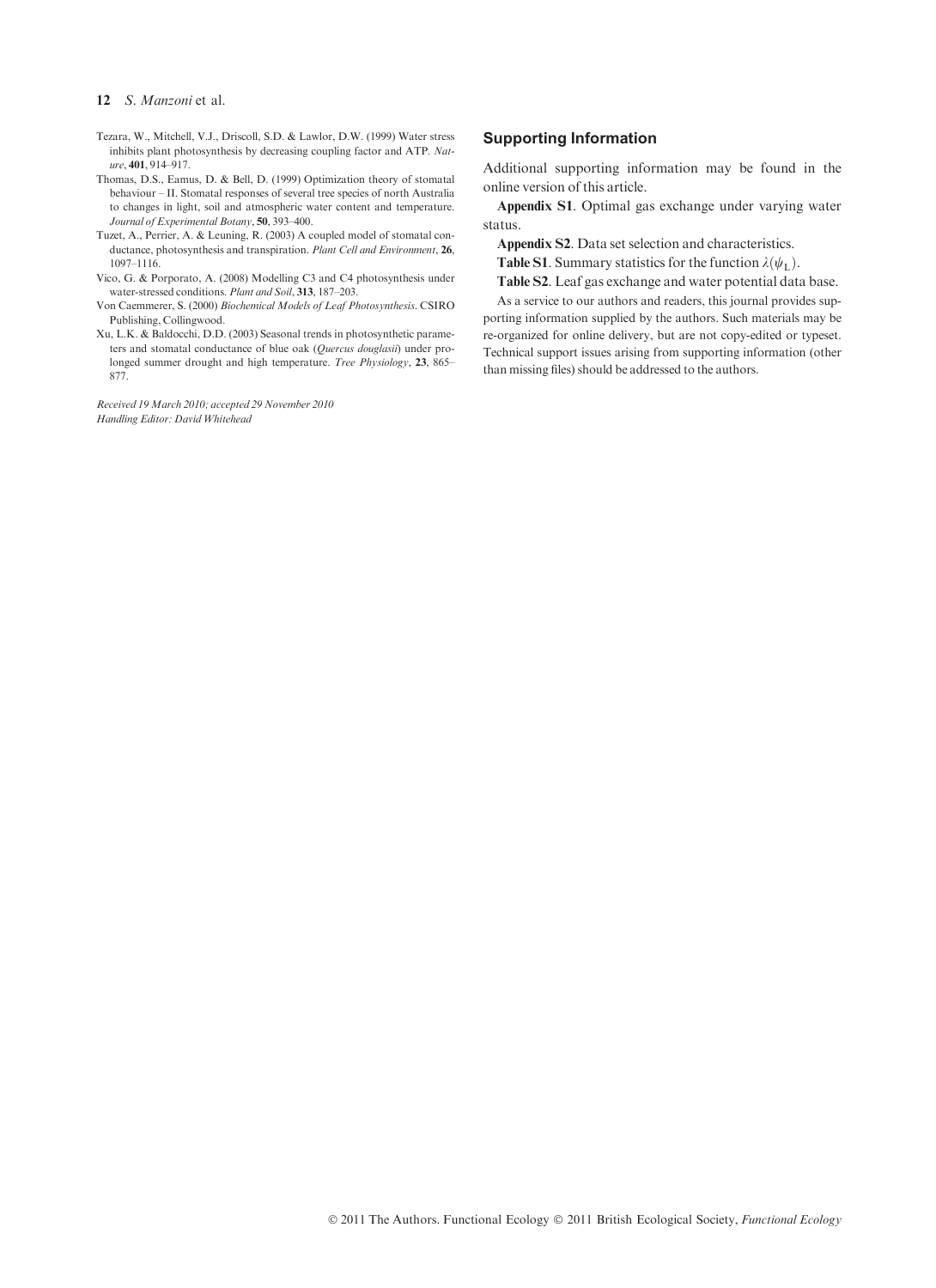Tezara, W., Mitchell, V.J., Driscoll, S.D. & Lawlor, D.W. (1999) Water stress inhibits plant photosynthesis by decreasing coupling factor and ATP. *Nature*, **401**, 914–917.

Thomas, D.S., Eamus, D. & Bell, D. (1999) Optimization theory of stomatal behaviour – II. Stomatal responses of several tree species of north Australia to changes in light, soil and atmospheric water content and temperature. *Journal of Experimental Botany*, **50**, 393–400.

Tuzet, A., Perrier, A. & Leuning, R. (2003) A coupled model of stomatal conductance, photosynthesis and transpiration. *Plant Cell and Environment*, **26**, 1097–1116.

Vico, G. & Porporato, A. (2008) Modelling C3 and C4 photosynthesis under water-stressed conditions. *Plant and Soil*, **313**, 187–203.

Von Caemmerer, S. (2000) *Biochemical Models of Leaf Photosynthesis*. CSIRO Publishing, Collingwood.

Xu, L.K. & Baldocchi, D.D. (2003) Seasonal trends in photosynthetic parameters and stomatal conductance of blue oak (*Quercus douglasii*) under prolonged summer drought and high temperature. *Tree Physiology*, **23**, 865–877.

*Received 19 March 2010; accepted 29 November 2010*
*Handling Editor: David Whitehead*

## Supporting Information

Additional supporting information may be found in the online version of this article.

**Appendix S1**. Optimal gas exchange under varying water status.

**Appendix S2**. Data set selection and characteristics.

**Table S1**. Summary statistics for the function $\lambda(\psi_L)$.

**Table S2**. Leaf gas exchange and water potential data base.

As a service to our authors and readers, this journal provides supporting information supplied by the authors. Such materials may be re-organized for online delivery, but are not copy-edited or typeset. Technical support issues arising from supporting information (other than missing files) should be addressed to the authors.